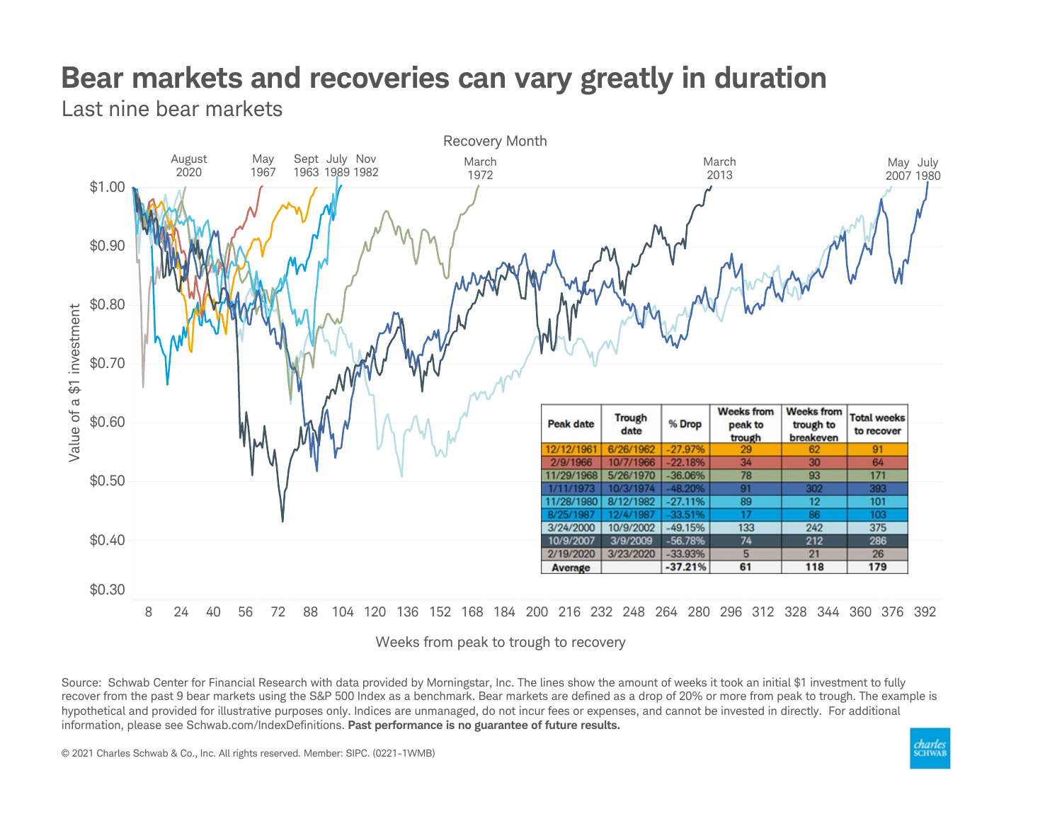# Bear markets and recoveries can vary greatly in duration

Last nine bear markets

| Peak date | Trough date | % Drop | Weeks from peak to trough | Weeks from trough to breakeven | Total weeks to recover |
|---|---|---|---|---|---|
| 12/12/1961 | 6/26/1962 | -27.97% | 29 | 62 | 91 |
| 2/9/1966 | 10/7/1966 | -22.18% | 34 | 30 | 64 |
| 11/29/1968 | 5/26/1970 | -36.06% | 78 | 93 | 171 |
| 1/11/1973 | 10/3/1974 | -48.20% | 91 | 302 | 393 |
| 11/28/1980 | 8/12/1982 | -27.11% | 89 | 12 | 101 |
| 8/25/1987 | 12/4/1987 | -33.51% | 17 | 86 | 103 |
| 3/24/2000 | 10/9/2002 | -49.15% | 133 | 242 | 375 |
| 10/9/2007 | 3/9/2009 | -56.78% | 74 | 212 | 286 |
| 2/19/2020 | 3/23/2020 | -33.93% | 5 | 21 | 26 |
| **Average** | | **-37.21%** | **61** | **118** | **179** |

Source: Schwab Center for Financial Research with data provided by Morningstar, Inc. The lines show the amount of weeks it took an initial $1 investment to fully recover from the past 9 bear markets using the S&P 500 Index as a benchmark. Bear markets are defined as a drop of 20% or more from peak to trough. The example is hypothetical and provided for illustrative purposes only. Indices are unmanaged, do not incur fees or expenses, and cannot be invested in directly. For additional information, please see Schwab.com/IndexDefinitions. **Past performance is no guarantee of future results.**

© 2021 Charles Schwab & Co., Inc. All rights reserved. Member: SIPC. (0221-1WMB)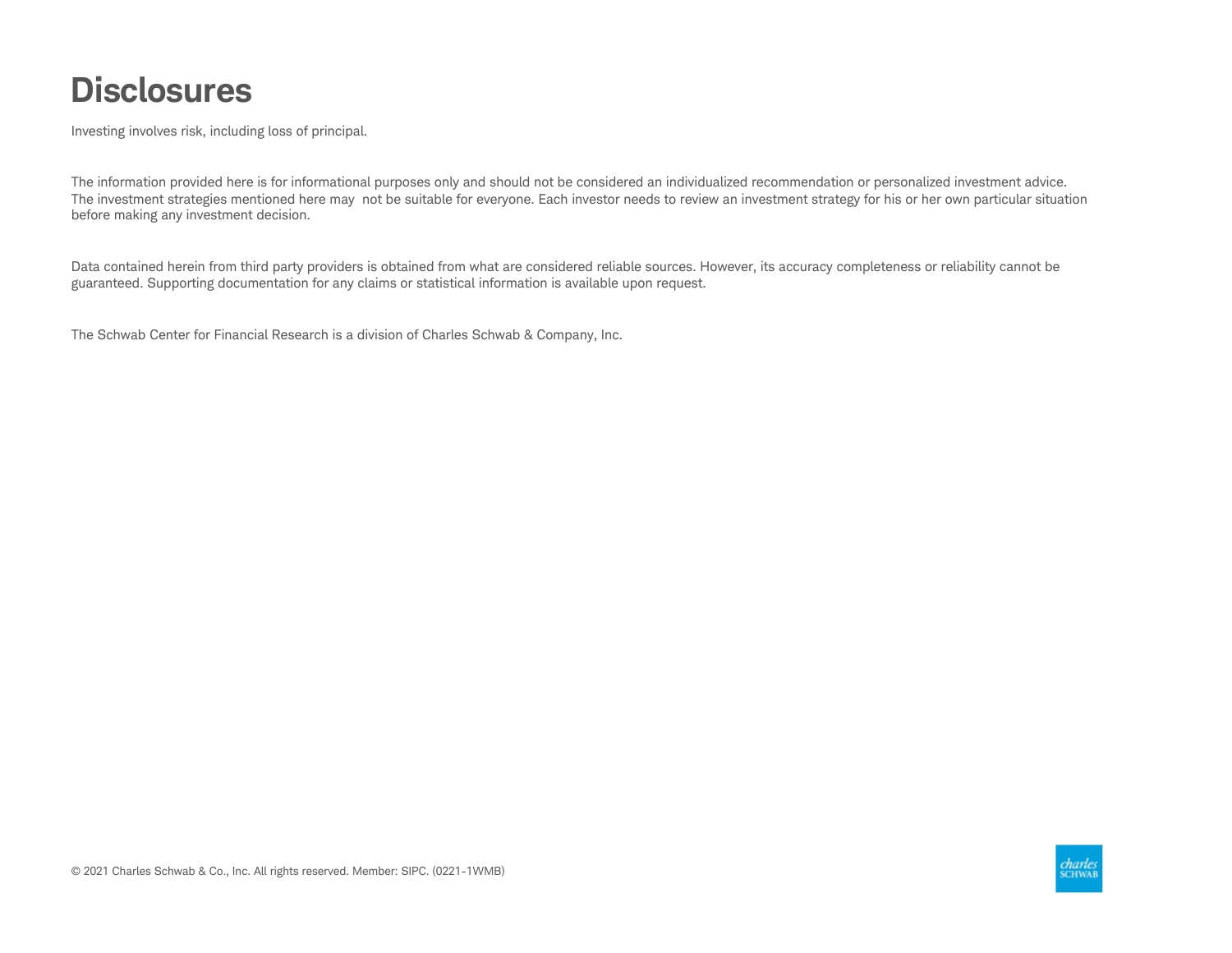# Disclosures

Investing involves risk, including loss of principal.

The information provided here is for informational purposes only and should not be considered an individualized recommendation or personalized investment advice. The investment strategies mentioned here may not be suitable for everyone. Each investor needs to review an investment strategy for his or her own particular situation before making any investment decision.

Data contained herein from third party providers is obtained from what are considered reliable sources. However, its accuracy completeness or reliability cannot be guaranteed. Supporting documentation for any claims or statistical information is available upon request.

The Schwab Center for Financial Research is a division of Charles Schwab & Company, Inc.

© 2021 Charles Schwab & Co., Inc. All rights reserved. Member: SIPC. (0221-1WMB)